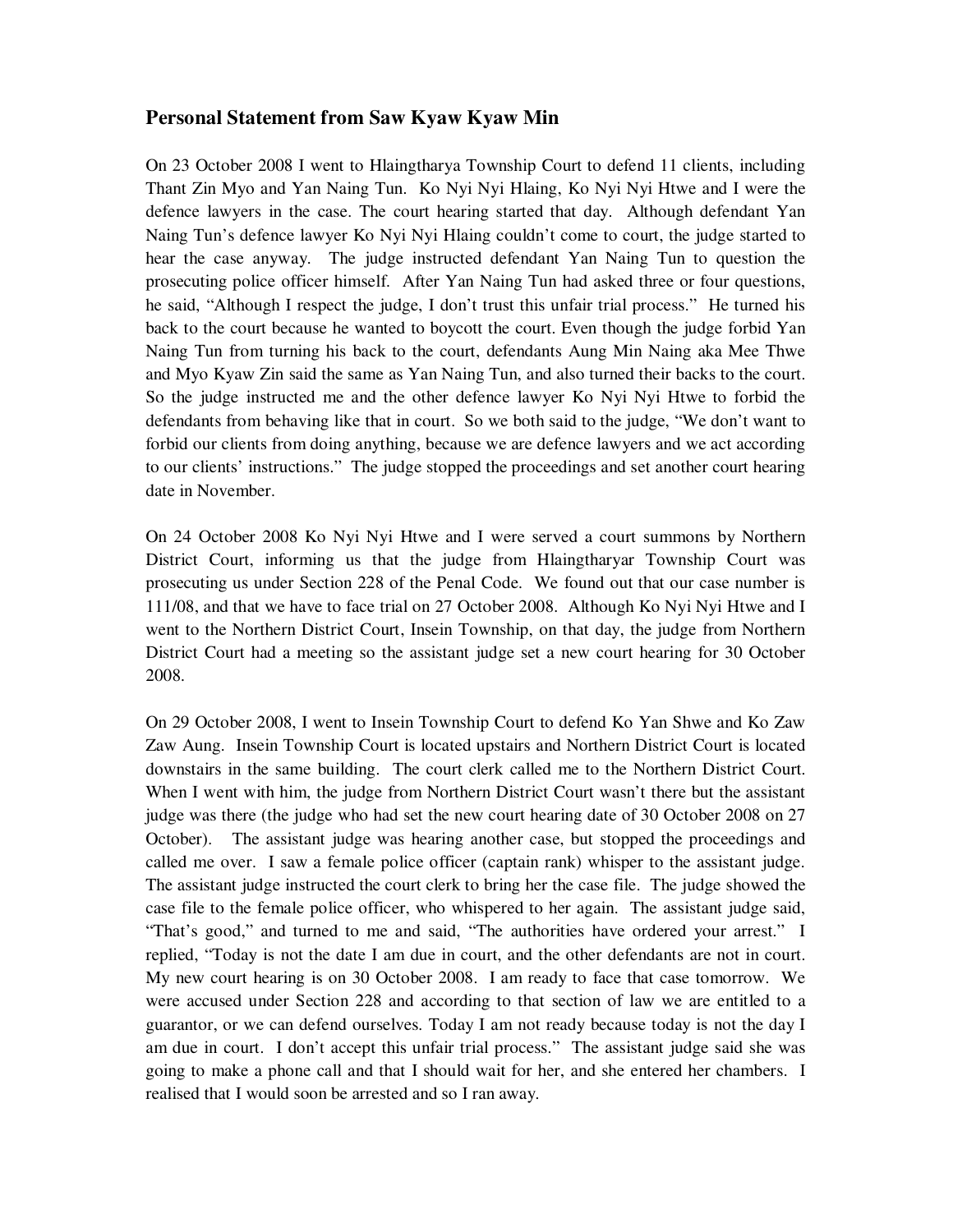## Personal Statement from Saw Kyaw Kyaw Min

On 23 October 2008 I went to Hlaingtharya Township Court to defend 11 clients, including Thant Zin Myo and Yan Naing Tun. Ko Nyi Nyi Hlaing, Ko Nyi Nyi Htwe and I were the defence lawyers in the case. The court hearing started that day. Although defendant Yan Naing Tun's defence lawyer Ko Nyi Nyi Hlaing couldn't come to court, the judge started to hear the case anyway. The judge instructed defendant Yan Naing Tun to question the prosecuting police officer himself. After Yan Naing Tun had asked three or four questions, he said, "Although I respect the judge, I don't trust this unfair trial process." He turned his back to the court because he wanted to boycott the court. Even though the judge forbid Yan Naing Tun from turning his back to the court, defendants Aung Min Naing aka Mee Thwe and Myo Kyaw Zin said the same as Yan Naing Tun, and also turned their backs to the court. So the judge instructed me and the other defence lawyer Ko Nyi Nyi Htwe to forbid the defendants from behaving like that in court. So we both said to the judge, "We don't want to forbid our clients from doing anything, because we are defence lawyers and we act according to our clients' instructions." The judge stopped the proceedings and set another court hearing date in November.

On 24 October 2008 Ko Nyi Nyi Htwe and I were served a court summons by Northern District Court, informing us that the judge from Hlaingtharyar Township Court was prosecuting us under Section 228 of the Penal Code. We found out that our case number is 111/08, and that we have to face trial on 27 October 2008. Although Ko Nyi Nyi Htwe and I went to the Northern District Court, Insein Township, on that day, the judge from Northern District Court had a meeting so the assistant judge set a new court hearing for 30 October 2008.

On 29 October 2008, I went to Insein Township Court to defend Ko Yan Shwe and Ko Zaw Zaw Aung. Insein Township Court is located upstairs and Northern District Court is located downstairs in the same building. The court clerk called me to the Northern District Court. When I went with him, the judge from Northern District Court wasn't there but the assistant judge was there (the judge who had set the new court hearing date of 30 October 2008 on 27 October). The assistant judge was hearing another case, but stopped the proceedings and called me over. I saw a female police officer (captain rank) whisper to the assistant judge. The assistant judge instructed the court clerk to bring her the case file. The judge showed the case file to the female police officer, who whispered to her again. The assistant judge said, "That's good," and turned to me and said, "The authorities have ordered your arrest." I replied, "Today is not the date I am due in court, and the other defendants are not in court. My new court hearing is on 30 October 2008. I am ready to face that case tomorrow. We were accused under Section 228 and according to that section of law we are entitled to a guarantor, or we can defend ourselves. Today I am not ready because today is not the day I am due in court. I don't accept this unfair trial process." The assistant judge said she was going to make a phone call and that I should wait for her, and she entered her chambers. I realised that I would soon be arrested and so I ran away.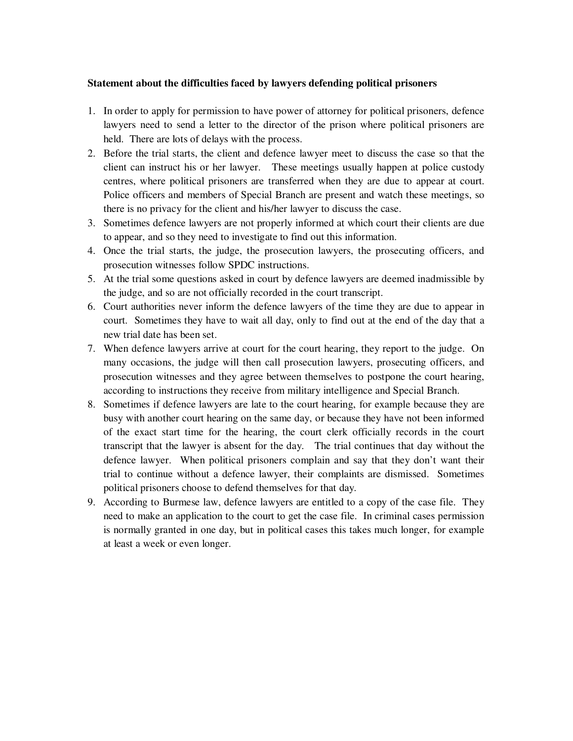**Statement about the difficulties faced by lawyers defending political prisoners**

1. In order to apply for permission to have power of attorney for political prisoners, defence lawyers need to send a letter to the director of the prison where political prisoners are held. There are lots of delays with the process.
2. Before the trial starts, the client and defence lawyer meet to discuss the case so that the client can instruct his or her lawyer. These meetings usually happen at police custody centres, where political prisoners are transferred when they are due to appear at court. Police officers and members of Special Branch are present and watch these meetings, so there is no privacy for the client and his/her lawyer to discuss the case.
3. Sometimes defence lawyers are not properly informed at which court their clients are due to appear, and so they need to investigate to find out this information.
4. Once the trial starts, the judge, the prosecution lawyers, the prosecuting officers, and prosecution witnesses follow SPDC instructions.
5. At the trial some questions asked in court by defence lawyers are deemed inadmissible by the judge, and so are not officially recorded in the court transcript.
6. Court authorities never inform the defence lawyers of the time they are due to appear in court. Sometimes they have to wait all day, only to find out at the end of the day that a new trial date has been set.
7. When defence lawyers arrive at court for the court hearing, they report to the judge. On many occasions, the judge will then call prosecution lawyers, prosecuting officers, and prosecution witnesses and they agree between themselves to postpone the court hearing, according to instructions they receive from military intelligence and Special Branch.
8. Sometimes if defence lawyers are late to the court hearing, for example because they are busy with another court hearing on the same day, or because they have not been informed of the exact start time for the hearing, the court clerk officially records in the court transcript that the lawyer is absent for the day. The trial continues that day without the defence lawyer. When political prisoners complain and say that they don't want their trial to continue without a defence lawyer, their complaints are dismissed. Sometimes political prisoners choose to defend themselves for that day.
9. According to Burmese law, defence lawyers are entitled to a copy of the case file. They need to make an application to the court to get the case file. In criminal cases permission is normally granted in one day, but in political cases this takes much longer, for example at least a week or even longer.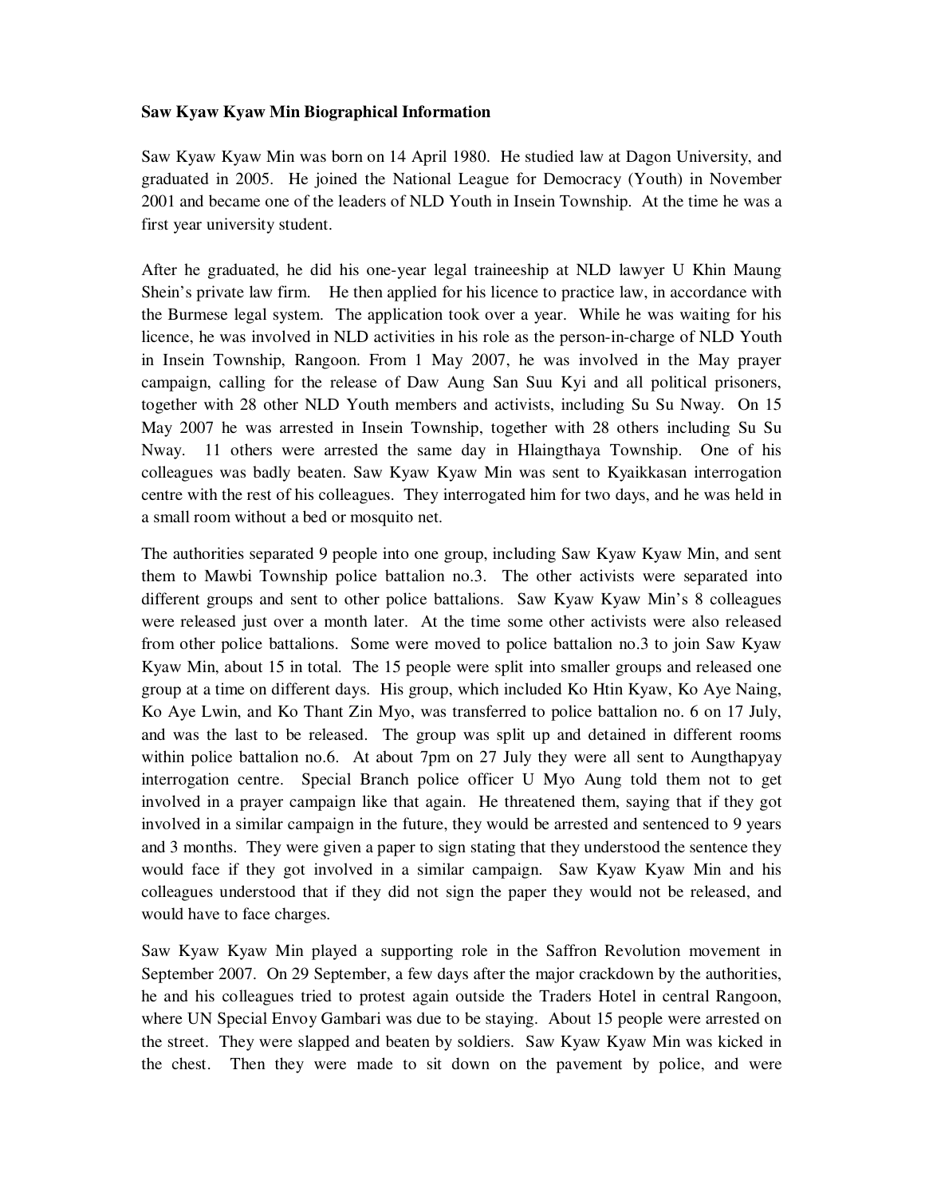**Saw Kyaw Kyaw Min Biographical Information**

Saw Kyaw Kyaw Min was born on 14 April 1980. He studied law at Dagon University, and graduated in 2005. He joined the National League for Democracy (Youth) in November 2001 and became one of the leaders of NLD Youth in Insein Township. At the time he was a first year university student.

After he graduated, he did his one-year legal traineeship at NLD lawyer U Khin Maung Shein's private law firm. He then applied for his licence to practice law, in accordance with the Burmese legal system. The application took over a year. While he was waiting for his licence, he was involved in NLD activities in his role as the person-in-charge of NLD Youth in Insein Township, Rangoon. From 1 May 2007, he was involved in the May prayer campaign, calling for the release of Daw Aung San Suu Kyi and all political prisoners, together with 28 other NLD Youth members and activists, including Su Su Nway. On 15 May 2007 he was arrested in Insein Township, together with 28 others including Su Su Nway. 11 others were arrested the same day in Hlaingthaya Township. One of his colleagues was badly beaten. Saw Kyaw Kyaw Min was sent to Kyaikkasan interrogation centre with the rest of his colleagues. They interrogated him for two days, and he was held in a small room without a bed or mosquito net.

The authorities separated 9 people into one group, including Saw Kyaw Kyaw Min, and sent them to Mawbi Township police battalion no.3. The other activists were separated into different groups and sent to other police battalions. Saw Kyaw Kyaw Min's 8 colleagues were released just over a month later. At the time some other activists were also released from other police battalions. Some were moved to police battalion no.3 to join Saw Kyaw Kyaw Min, about 15 in total. The 15 people were split into smaller groups and released one group at a time on different days. His group, which included Ko Htin Kyaw, Ko Aye Naing, Ko Aye Lwin, and Ko Thant Zin Myo, was transferred to police battalion no. 6 on 17 July, and was the last to be released. The group was split up and detained in different rooms within police battalion no.6. At about 7pm on 27 July they were all sent to Aungthapyay interrogation centre. Special Branch police officer U Myo Aung told them not to get involved in a prayer campaign like that again. He threatened them, saying that if they got involved in a similar campaign in the future, they would be arrested and sentenced to 9 years and 3 months. They were given a paper to sign stating that they understood the sentence they would face if they got involved in a similar campaign. Saw Kyaw Kyaw Min and his colleagues understood that if they did not sign the paper they would not be released, and would have to face charges.

Saw Kyaw Kyaw Min played a supporting role in the Saffron Revolution movement in September 2007. On 29 September, a few days after the major crackdown by the authorities, he and his colleagues tried to protest again outside the Traders Hotel in central Rangoon, where UN Special Envoy Gambari was due to be staying. About 15 people were arrested on the street. They were slapped and beaten by soldiers. Saw Kyaw Kyaw Min was kicked in the chest. Then they were made to sit down on the pavement by police, and were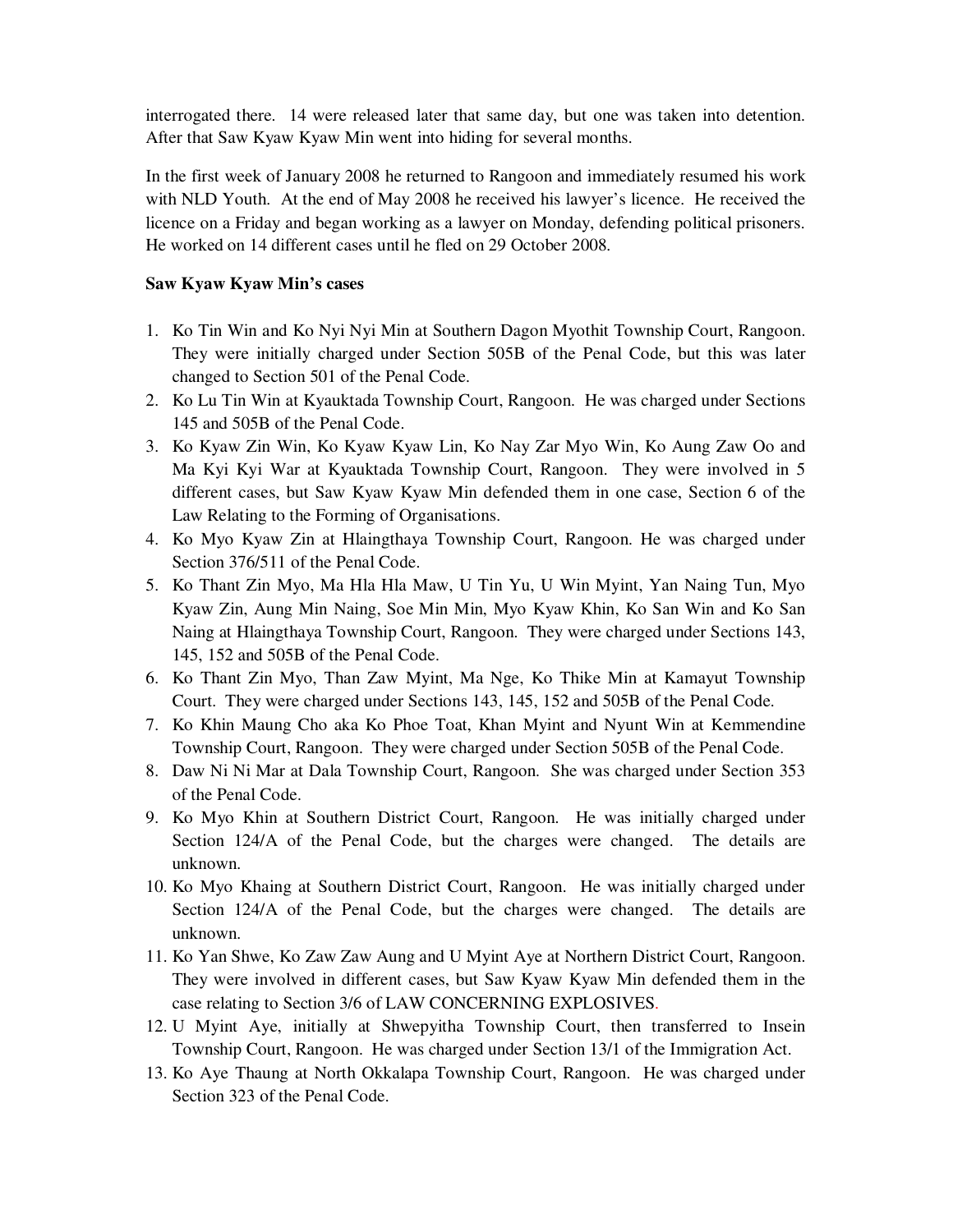interrogated there. 14 were released later that same day, but one was taken into detention. After that Saw Kyaw Kyaw Min went into hiding for several months.

In the first week of January 2008 he returned to Rangoon and immediately resumed his work with NLD Youth. At the end of May 2008 he received his lawyer's licence. He received the licence on a Friday and began working as a lawyer on Monday, defending political prisoners. He worked on 14 different cases until he fled on 29 October 2008.

**Saw Kyaw Kyaw Min's cases**

1. Ko Tin Win and Ko Nyi Nyi Min at Southern Dagon Myothit Township Court, Rangoon. They were initially charged under Section 505B of the Penal Code, but this was later changed to Section 501 of the Penal Code.
2. Ko Lu Tin Win at Kyauktada Township Court, Rangoon. He was charged under Sections 145 and 505B of the Penal Code.
3. Ko Kyaw Zin Win, Ko Kyaw Kyaw Lin, Ko Nay Zar Myo Win, Ko Aung Zaw Oo and Ma Kyi Kyi War at Kyauktada Township Court, Rangoon. They were involved in 5 different cases, but Saw Kyaw Kyaw Min defended them in one case, Section 6 of the Law Relating to the Forming of Organisations.
4. Ko Myo Kyaw Zin at Hlaingthaya Township Court, Rangoon. He was charged under Section 376/511 of the Penal Code.
5. Ko Thant Zin Myo, Ma Hla Hla Maw, U Tin Yu, U Win Myint, Yan Naing Tun, Myo Kyaw Zin, Aung Min Naing, Soe Min Min, Myo Kyaw Khin, Ko San Win and Ko San Naing at Hlaingthaya Township Court, Rangoon. They were charged under Sections 143, 145, 152 and 505B of the Penal Code.
6. Ko Thant Zin Myo, Than Zaw Myint, Ma Nge, Ko Thike Min at Kamayut Township Court. They were charged under Sections 143, 145, 152 and 505B of the Penal Code.
7. Ko Khin Maung Cho aka Ko Phoe Toat, Khan Myint and Nyunt Win at Kemmendine Township Court, Rangoon. They were charged under Section 505B of the Penal Code.
8. Daw Ni Ni Mar at Dala Township Court, Rangoon. She was charged under Section 353 of the Penal Code.
9. Ko Myo Khin at Southern District Court, Rangoon. He was initially charged under Section 124/A of the Penal Code, but the charges were changed. The details are unknown.
10. Ko Myo Khaing at Southern District Court, Rangoon. He was initially charged under Section 124/A of the Penal Code, but the charges were changed. The details are unknown.
11. Ko Yan Shwe, Ko Zaw Zaw Aung and U Myint Aye at Northern District Court, Rangoon. They were involved in different cases, but Saw Kyaw Kyaw Min defended them in the case relating to Section 3/6 of LAW CONCERNING EXPLOSIVES.
12. U Myint Aye, initially at Shwepyitha Township Court, then transferred to Insein Township Court, Rangoon. He was charged under Section 13/1 of the Immigration Act.
13. Ko Aye Thaung at North Okkalapa Township Court, Rangoon. He was charged under Section 323 of the Penal Code.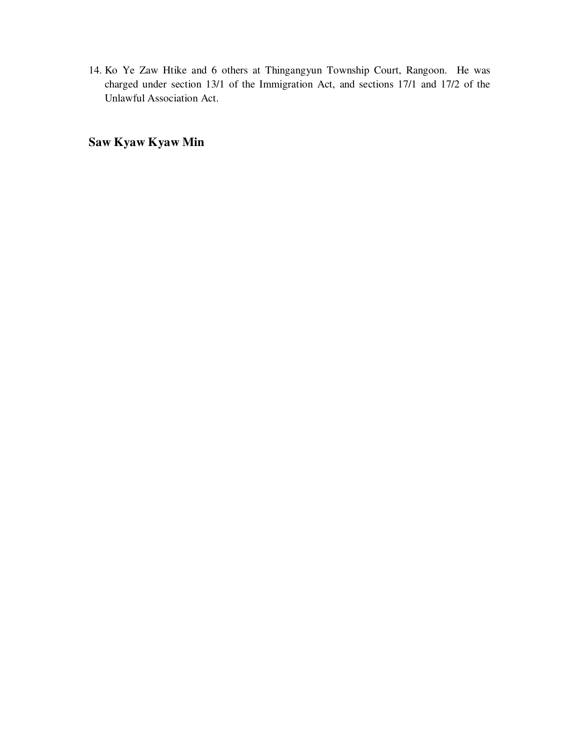14. Ko Ye Zaw Htike and 6 others at Thingangyun Township Court, Rangoon. He was charged under section 13/1 of the Immigration Act, and sections 17/1 and 17/2 of the Unlawful Association Act.

**Saw Kyaw Kyaw Min**